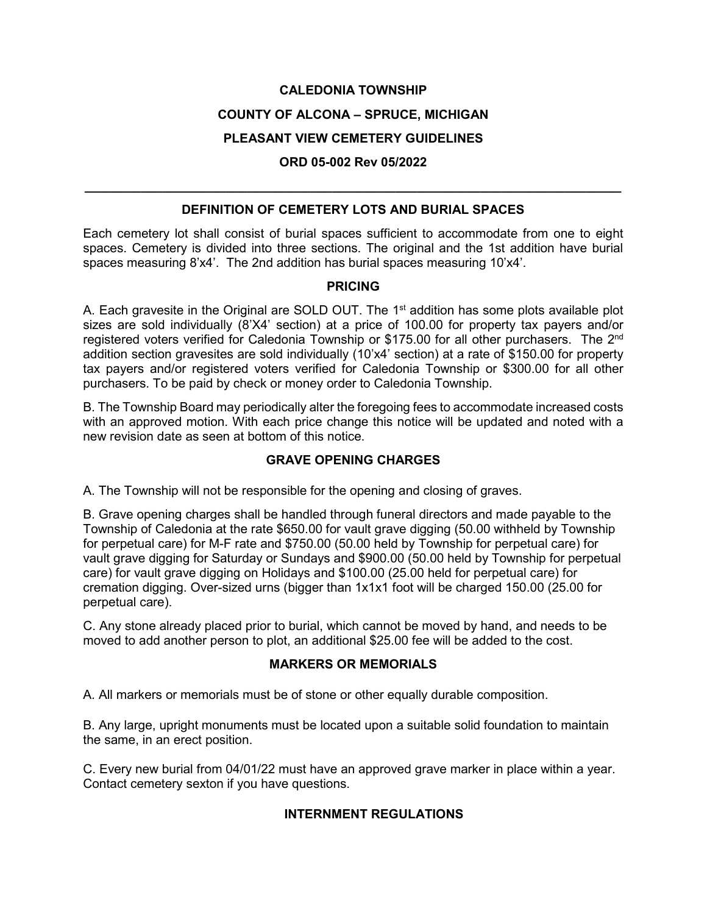# CALEDONIA TOWNSHIP

# COUNTY OF ALCONA – SPRUCE, MICHIGAN

# PLEASANT VIEW CEMETERY GUIDELINES

# ORD 05-002 Rev 05/2022

---

## DEFINITION OF CEMETERY LOTS AND BURIAL SPACES

Each cemetery lot shall consist of burial spaces sufficient to accommodate from one to eight spaces. Cemetery is divided into three sections. The original and the 1st addition have burial spaces measuring 8'x4'. The 2nd addition has burial spaces measuring 10'x4'.

## PRICING

A. Each gravesite in the Original are SOLD OUT. The 1st addition has some plots available plot sizes are sold individually (8'X4' section) at a price of 100.00 for property tax payers and/or registered voters verified for Caledonia Township or $175.00 for all other purchasers. The 2nd addition section gravesites are sold individually (10'x4' section) at a rate of $150.00 for property tax payers and/or registered voters verified for Caledonia Township or $300.00 for all other purchasers. To be paid by check or money order to Caledonia Township.

B. The Township Board may periodically alter the foregoing fees to accommodate increased costs with an approved motion. With each price change this notice will be updated and noted with a new revision date as seen at bottom of this notice.

## GRAVE OPENING CHARGES

A. The Township will not be responsible for the opening and closing of graves.

B. Grave opening charges shall be handled through funeral directors and made payable to the Township of Caledonia at the rate $650.00 for vault grave digging (50.00 withheld by Township for perpetual care) for M-F rate and $750.00 (50.00 held by Township for perpetual care) for vault grave digging for Saturday or Sundays and $900.00 (50.00 held by Township for perpetual care) for vault grave digging on Holidays and $100.00 (25.00 held for perpetual care) for cremation digging. Over-sized urns (bigger than 1x1x1 foot will be charged 150.00 (25.00 for perpetual care).

C. Any stone already placed prior to burial, which cannot be moved by hand, and needs to be moved to add another person to plot, an additional $25.00 fee will be added to the cost.

## MARKERS OR MEMORIALS

A. All markers or memorials must be of stone or other equally durable composition.

B. Any large, upright monuments must be located upon a suitable solid foundation to maintain the same, in an erect position.

C. Every new burial from 04/01/22 must have an approved grave marker in place within a year. Contact cemetery sexton if you have questions.

## INTERNMENT REGULATIONS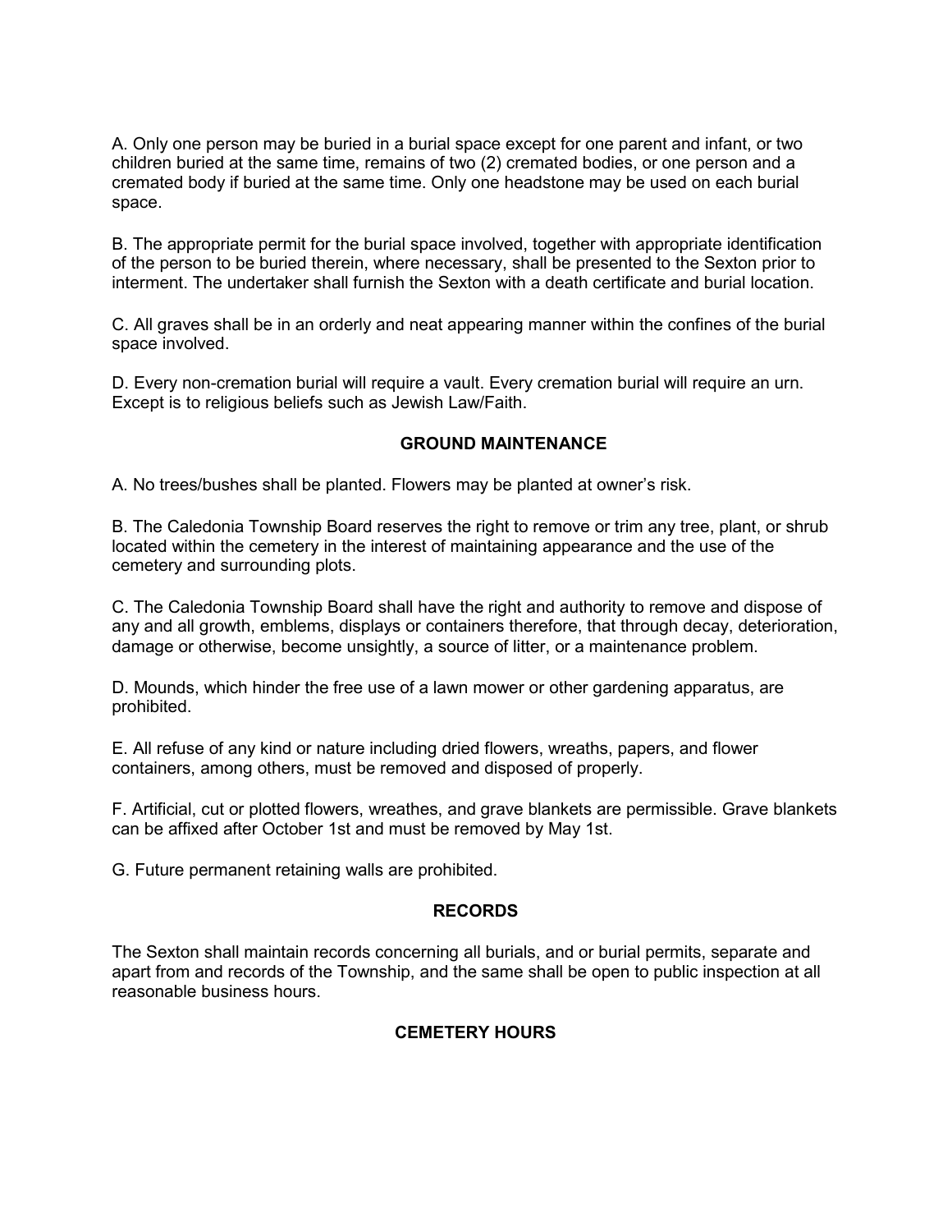A. Only one person may be buried in a burial space except for one parent and infant, or two children buried at the same time, remains of two (2) cremated bodies, or one person and a cremated body if buried at the same time. Only one headstone may be used on each burial space.

B. The appropriate permit for the burial space involved, together with appropriate identification of the person to be buried therein, where necessary, shall be presented to the Sexton prior to interment. The undertaker shall furnish the Sexton with a death certificate and burial location.

C. All graves shall be in an orderly and neat appearing manner within the confines of the burial space involved.

D. Every non-cremation burial will require a vault. Every cremation burial will require an urn. Except is to religious beliefs such as Jewish Law/Faith.

## GROUND MAINTENANCE

A. No trees/bushes shall be planted. Flowers may be planted at owner's risk.

B. The Caledonia Township Board reserves the right to remove or trim any tree, plant, or shrub located within the cemetery in the interest of maintaining appearance and the use of the cemetery and surrounding plots.

C. The Caledonia Township Board shall have the right and authority to remove and dispose of any and all growth, emblems, displays or containers therefore, that through decay, deterioration, damage or otherwise, become unsightly, a source of litter, or a maintenance problem.

D. Mounds, which hinder the free use of a lawn mower or other gardening apparatus, are prohibited.

E. All refuse of any kind or nature including dried flowers, wreaths, papers, and flower containers, among others, must be removed and disposed of properly.

F. Artificial, cut or plotted flowers, wreathes, and grave blankets are permissible. Grave blankets can be affixed after October 1st and must be removed by May 1st.

G. Future permanent retaining walls are prohibited.

## RECORDS

The Sexton shall maintain records concerning all burials, and or burial permits, separate and apart from and records of the Township, and the same shall be open to public inspection at all reasonable business hours.

## CEMETERY HOURS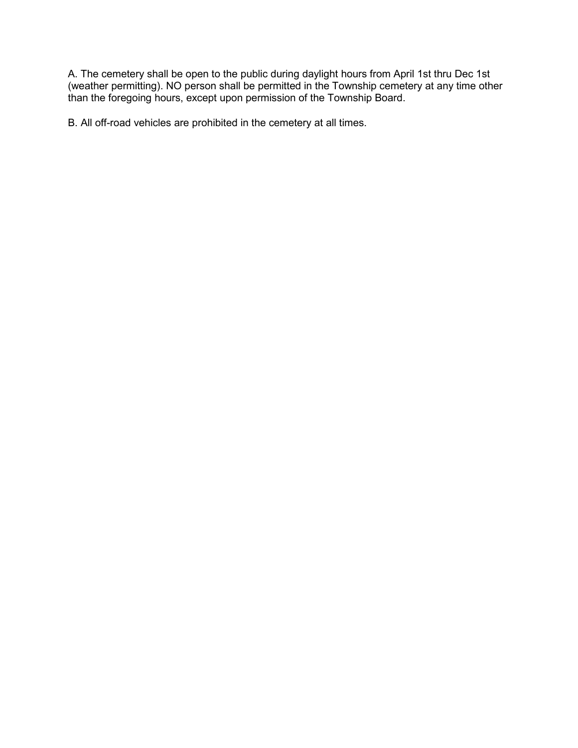A. The cemetery shall be open to the public during daylight hours from April 1st thru Dec 1st (weather permitting). NO person shall be permitted in the Township cemetery at any time other than the foregoing hours, except upon permission of the Township Board.

B. All off-road vehicles are prohibited in the cemetery at all times.